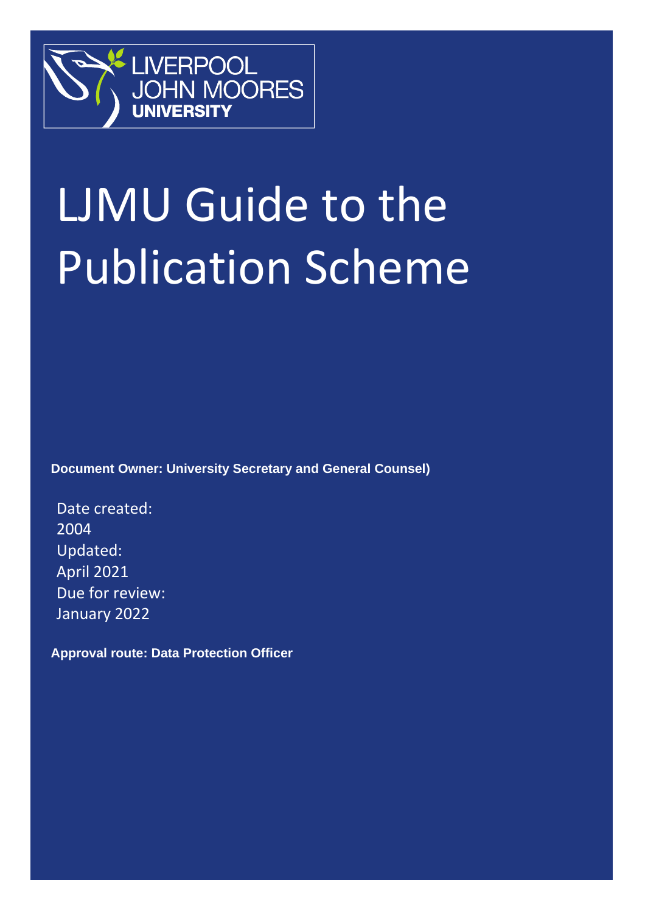LIVERPOOL JOHN MOORES UNIVERSITY

# LJMU Guide to the Publication Scheme

**Document Owner: University Secretary and General Counsel)**

Date created:
2004
Updated:
April 2021
Due for review:
January 2022

**Approval route: Data Protection Officer**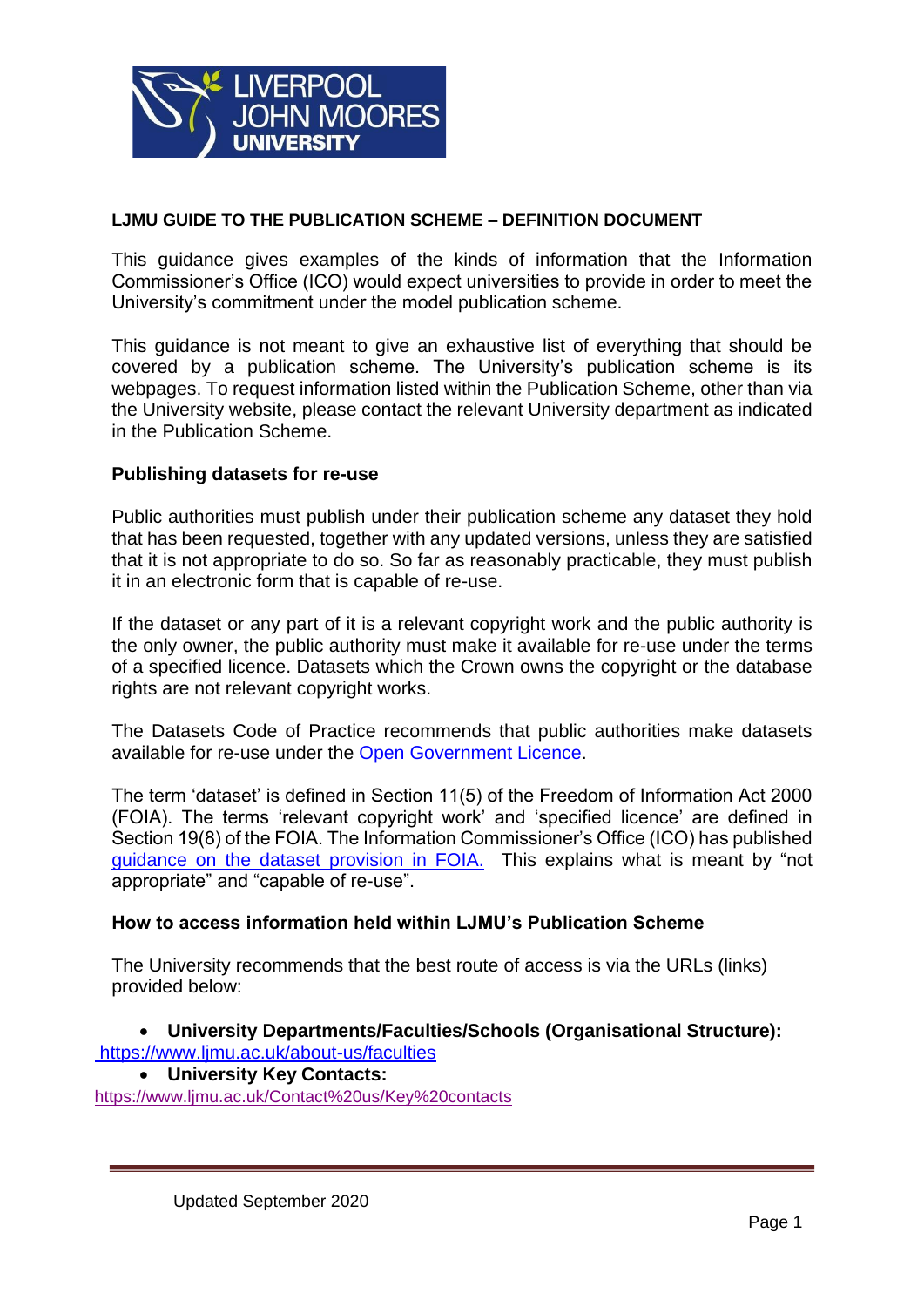**LJMU GUIDE TO THE PUBLICATION SCHEME – DEFINITION DOCUMENT**

This guidance gives examples of the kinds of information that the Information Commissioner's Office (ICO) would expect universities to provide in order to meet the University's commitment under the model publication scheme.

This guidance is not meant to give an exhaustive list of everything that should be covered by a publication scheme. The University's publication scheme is its webpages. To request information listed within the Publication Scheme, other than via the University website, please contact the relevant University department as indicated in the Publication Scheme.

**Publishing datasets for re-use**

Public authorities must publish under their publication scheme any dataset they hold that has been requested, together with any updated versions, unless they are satisfied that it is not appropriate to do so. So far as reasonably practicable, they must publish it in an electronic form that is capable of re-use.

If the dataset or any part of it is a relevant copyright work and the public authority is the only owner, the public authority must make it available for re-use under the terms of a specified licence. Datasets which the Crown owns the copyright or the database rights are not relevant copyright works.

The Datasets Code of Practice recommends that public authorities make datasets available for re-use under the Open Government Licence.

The term 'dataset' is defined in Section 11(5) of the Freedom of Information Act 2000 (FOIA). The terms 'relevant copyright work' and 'specified licence' are defined in Section 19(8) of the FOIA. The Information Commissioner's Office (ICO) has published guidance on the dataset provision in FOIA. This explains what is meant by "not appropriate" and "capable of re-use".

**How to access information held within LJMU's Publication Scheme**

The University recommends that the best route of access is via the URLs (links) provided below:

- **University Departments/Faculties/Schools (Organisational Structure):** https://www.ljmu.ac.uk/about-us/faculties
- **University Key Contacts:** https://www.ljmu.ac.uk/Contact%20us/Key%20contacts

Updated September 2020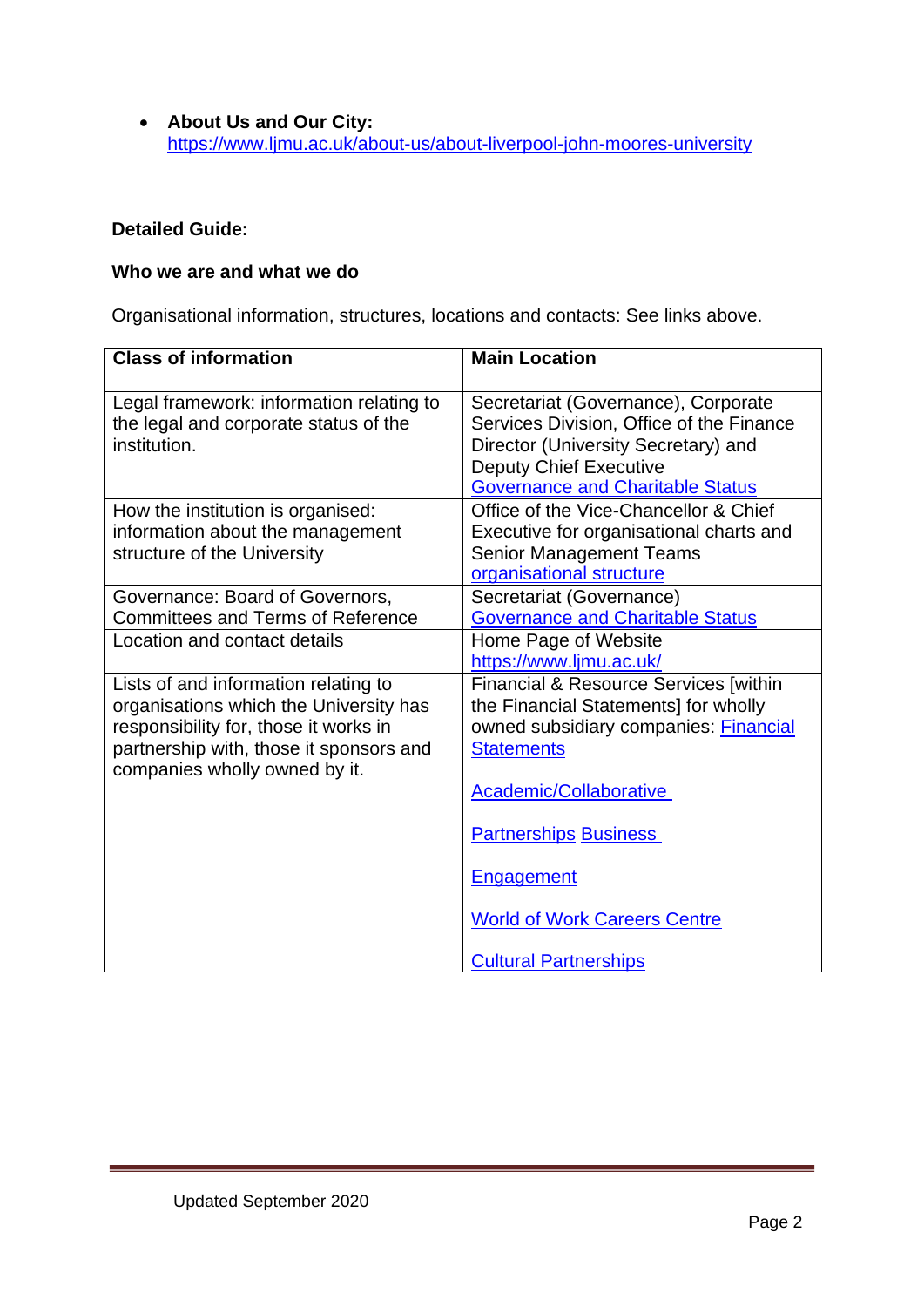- **About Us and Our City:** https://www.ljmu.ac.uk/about-us/about-liverpool-john-moores-university

**Detailed Guide:**

**Who we are and what we do**

Organisational information, structures, locations and contacts: See links above.

| **Class of information** | **Main Location** |
|---|---|
| Legal framework: information relating to the legal and corporate status of the institution. | Secretariat (Governance), Corporate Services Division, Office of the Finance Director (University Secretary) and Deputy Chief Executive Governance and Charitable Status |
| How the institution is organised: information about the management structure of the University | Office of the Vice-Chancellor & Chief Executive for organisational charts and Senior Management Teams organisational structure |
| Governance: Board of Governors, Committees and Terms of Reference | Secretariat (Governance) Governance and Charitable Status |
| Location and contact details | Home Page of Website https://www.ljmu.ac.uk/ |
| Lists of and information relating to organisations which the University has responsibility for, those it works in partnership with, those it sponsors and companies wholly owned by it. | Financial & Resource Services [within the Financial Statements] for wholly owned subsidiary companies: Financial Statements<br><br>Academic/Collaborative<br><br>Partnerships Business<br><br>Engagement<br><br>World of Work Careers Centre<br><br>Cultural Partnerships |

Updated September 2020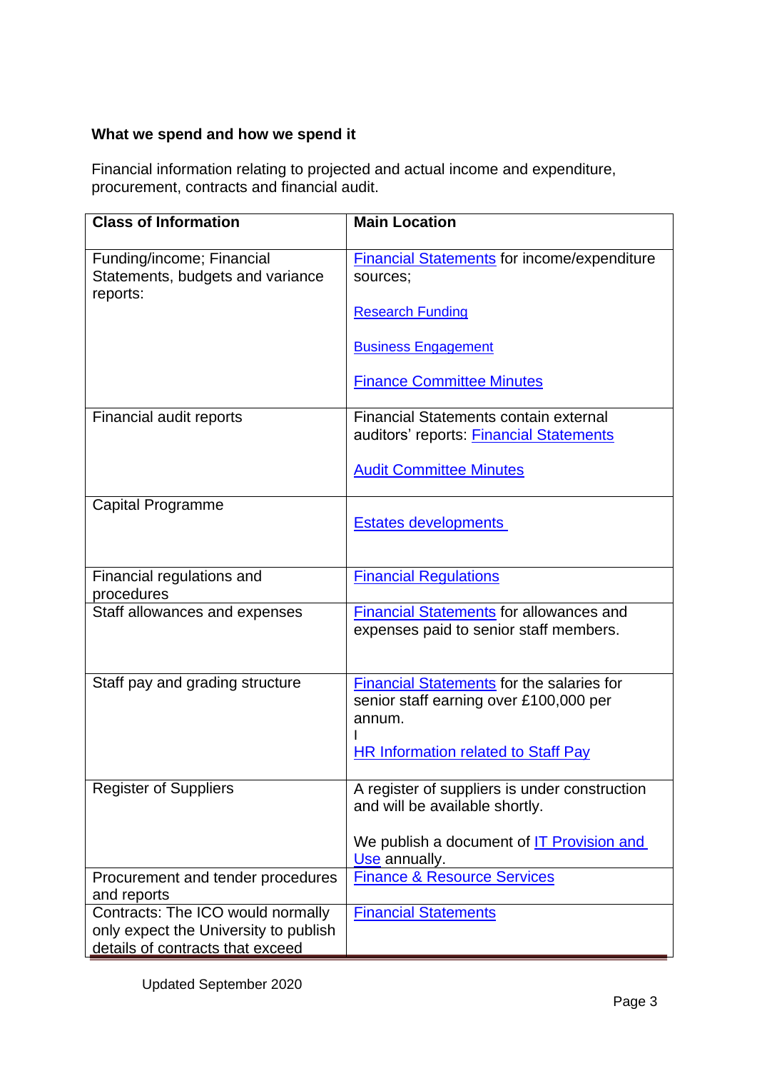**What we spend and how we spend it**

Financial information relating to projected and actual income and expenditure, procurement, contracts and financial audit.

| Class of Information | Main Location |
|---|---|
| Funding/income; Financial Statements, budgets and variance reports: | Financial Statements for income/expenditure sources;<br><br>Research Funding<br><br>Business Engagement<br><br>Finance Committee Minutes |
| Financial audit reports | Financial Statements contain external auditors' reports: Financial Statements<br><br>Audit Committee Minutes |
| Capital Programme | Estates developments |
| Financial regulations and procedures | Financial Regulations |
| Staff allowances and expenses | Financial Statements for allowances and expenses paid to senior staff members. |
| Staff pay and grading structure | Financial Statements for the salaries for senior staff earning over £100,000 per annum.<br>I<br>HR Information related to Staff Pay |
| Register of Suppliers | A register of suppliers is under construction and will be available shortly.<br><br>We publish a document of IT Provision and Use annually. |
| Procurement and tender procedures and reports | Finance & Resource Services |
| Contracts: The ICO would normally only expect the University to publish details of contracts that exceed | Financial Statements |

Updated September 2020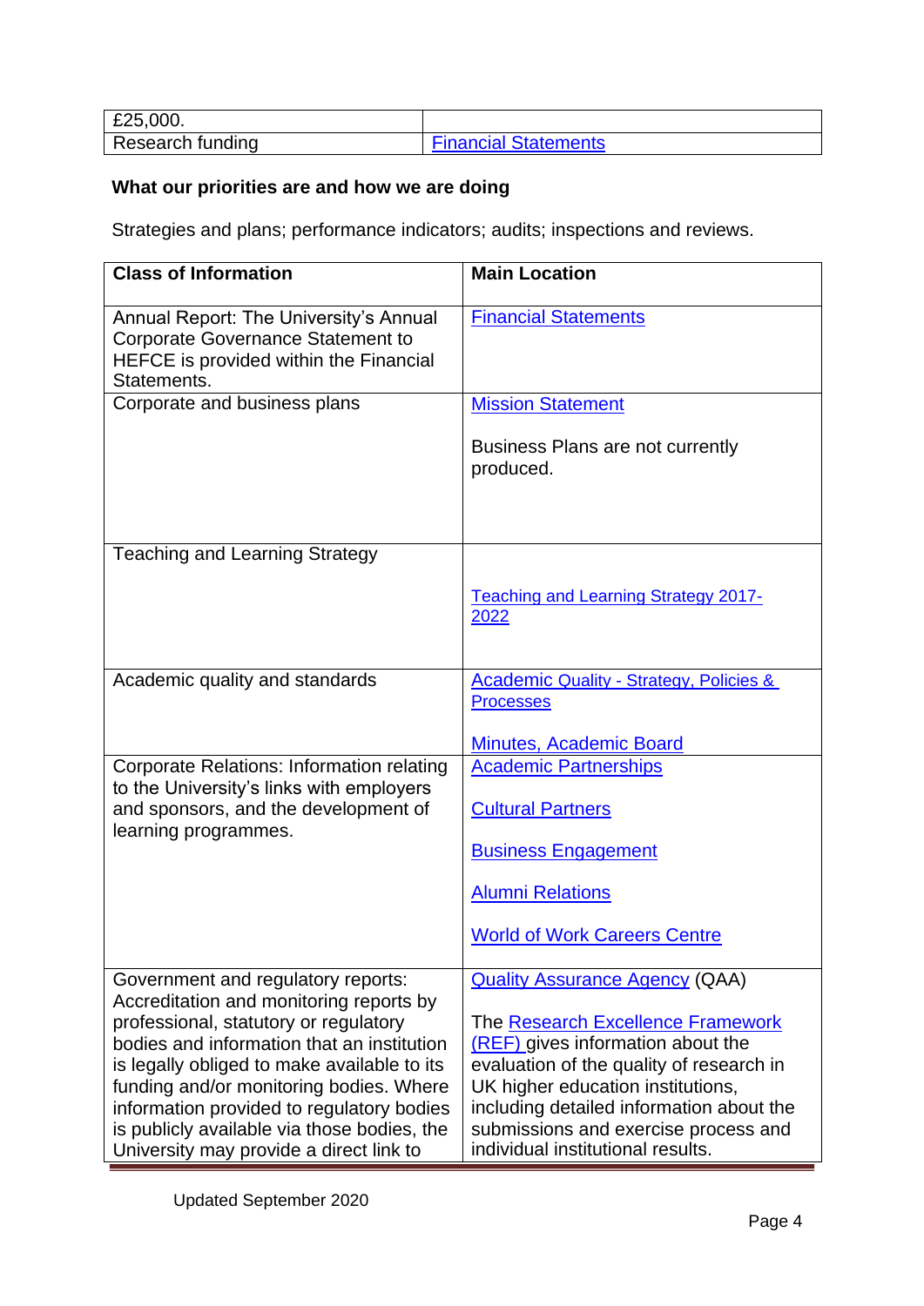| | |
|---|---|
| £25,000. | |
| Research funding | Financial Statements |

**What our priorities are and how we are doing**

Strategies and plans; performance indicators; audits; inspections and reviews.

| Class of Information | Main Location |
|---|---|
| Annual Report: The University's Annual Corporate Governance Statement to HEFCE is provided within the Financial Statements. | Financial Statements |
| Corporate and business plans | Mission Statement<br><br>Business Plans are not currently produced. |
| Teaching and Learning Strategy | Teaching and Learning Strategy 2017-2022 |
| Academic quality and standards | Academic Quality - Strategy, Policies & Processes<br><br>Minutes, Academic Board |
| Corporate Relations: Information relating to the University's links with employers and sponsors, and the development of learning programmes. | Academic Partnerships<br><br>Cultural Partners<br><br>Business Engagement<br><br>Alumni Relations<br><br>World of Work Careers Centre |
| Government and regulatory reports: Accreditation and monitoring reports by professional, statutory or regulatory bodies and information that an institution is legally obliged to make available to its funding and/or monitoring bodies. Where information provided to regulatory bodies is publicly available via those bodies, the University may provide a direct link to | Quality Assurance Agency (QAA)<br><br>The Research Excellence Framework (REF) gives information about the evaluation of the quality of research in UK higher education institutions, including detailed information about the submissions and exercise process and individual institutional results. |

Updated September 2020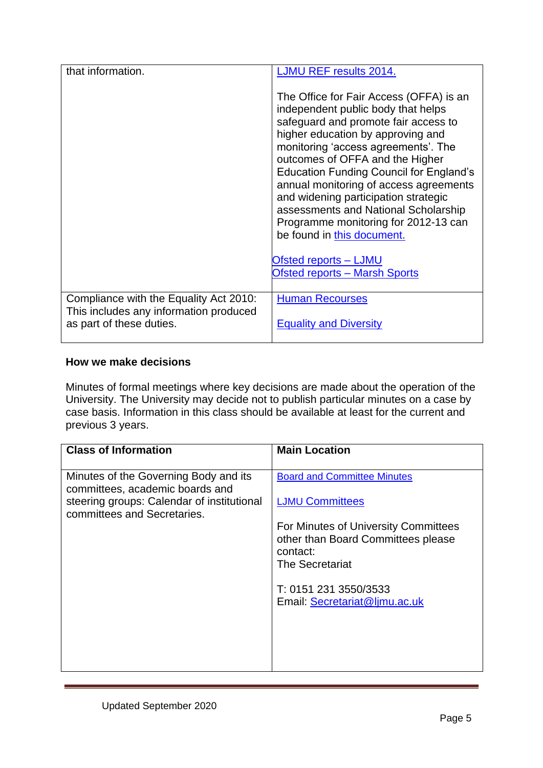| | |
|---|---|
| that information. | LJMU REF results 2014.<br><br>The Office for Fair Access (OFFA) is an independent public body that helps safeguard and promote fair access to higher education by approving and monitoring 'access agreements'. The outcomes of OFFA and the Higher Education Funding Council for England's annual monitoring of access agreements and widening participation strategic assessments and National Scholarship Programme monitoring for 2012-13 can be found in this document.<br><br>Ofsted reports – LJMU<br>Ofsted reports – Marsh Sports |
| Compliance with the Equality Act 2010: This includes any information produced as part of these duties. | Human Recourses<br><br>Equality and Diversity |

**How we make decisions**

Minutes of formal meetings where key decisions are made about the operation of the University. The University may decide not to publish particular minutes on a case by case basis. Information in this class should be available at least for the current and previous 3 years.

| Class of Information | Main Location |
|---|---|
| Minutes of the Governing Body and its committees, academic boards and steering groups: Calendar of institutional committees and Secretaries. | Board and Committee Minutes<br><br>LJMU Committees<br><br>For Minutes of University Committees other than Board Committees please contact:<br>The Secretariat<br><br>T: 0151 231 3550/3533<br>Email: Secretariat@ljmu.ac.uk |

Updated September 2020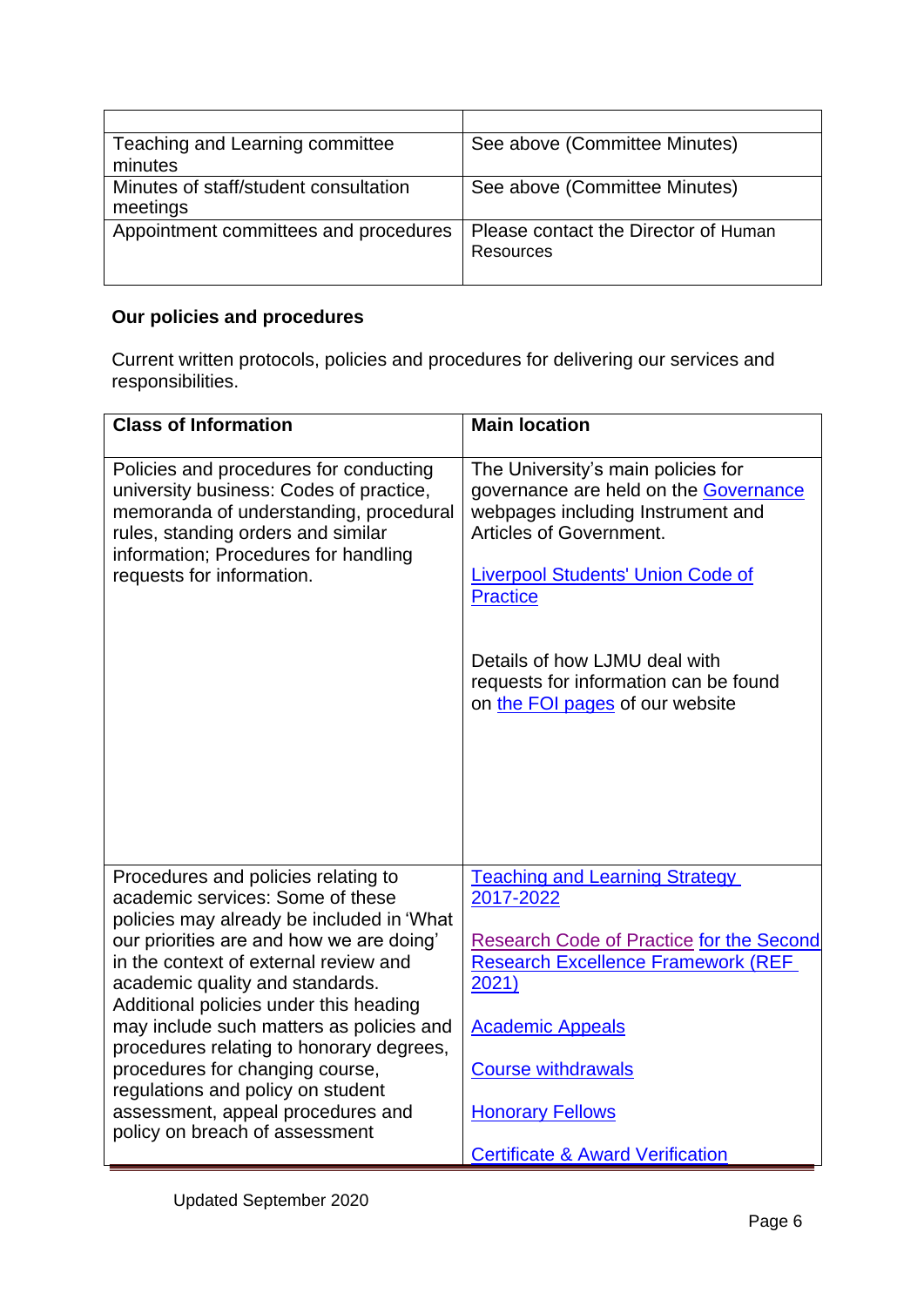| | |
|---|---|
| Teaching and Learning committee minutes | See above (Committee Minutes) |
| Minutes of staff/student consultation meetings | See above (Committee Minutes) |
| Appointment committees and procedures | Please contact the Director of Human Resources |

**Our policies and procedures**

Current written protocols, policies and procedures for delivering our services and responsibilities.

| Class of Information | Main location |
|---|---|
| Policies and procedures for conducting university business: Codes of practice, memoranda of understanding, procedural rules, standing orders and similar information; Procedures for handling requests for information. | The University's main policies for governance are held on the Governance webpages including Instrument and Articles of Government.<br><br>Liverpool Students' Union Code of Practice<br><br>Details of how LJMU deal with requests for information can be found on the FOI pages of our website |
| Procedures and policies relating to academic services: Some of these policies may already be included in 'What our priorities are and how we are doing' in the context of external review and academic quality and standards. Additional policies under this heading may include such matters as policies and procedures relating to honorary degrees, procedures for changing course, regulations and policy on student assessment, appeal procedures and policy on breach of assessment | Teaching and Learning Strategy 2017-2022<br><br>Research Code of Practice for the Second Research Excellence Framework (REF 2021)<br><br>Academic Appeals<br><br>Course withdrawals<br><br>Honorary Fellows<br><br>Certificate & Award Verification |

Updated September 2020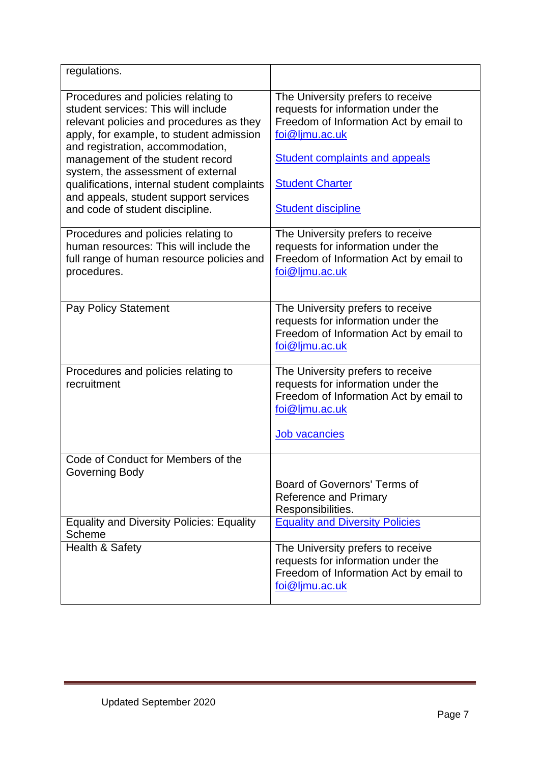| | |
|---|---|
| regulations. | |
| Procedures and policies relating to student services: This will include relevant policies and procedures as they apply, for example, to student admission and registration, accommodation, management of the student record system, the assessment of external qualifications, internal student complaints and appeals, student support services and code of student discipline. | The University prefers to receive requests for information under the Freedom of Information Act by email to foi@ljmu.ac.uk<br><br>Student complaints and appeals<br><br>Student Charter<br><br>Student discipline |
| Procedures and policies relating to human resources: This will include the full range of human resource policies and procedures. | The University prefers to receive requests for information under the Freedom of Information Act by email to foi@ljmu.ac.uk |
| Pay Policy Statement | The University prefers to receive requests for information under the Freedom of Information Act by email to foi@ljmu.ac.uk |
| Procedures and policies relating to recruitment | The University prefers to receive requests for information under the Freedom of Information Act by email to foi@ljmu.ac.uk<br><br>Job vacancies |
| Code of Conduct for Members of the Governing Body | Board of Governors' Terms of Reference and Primary Responsibilities. |
| Equality and Diversity Policies: Equality Scheme | Equality and Diversity Policies |
| Health & Safety | The University prefers to receive requests for information under the Freedom of Information Act by email to foi@ljmu.ac.uk |

Updated September 2020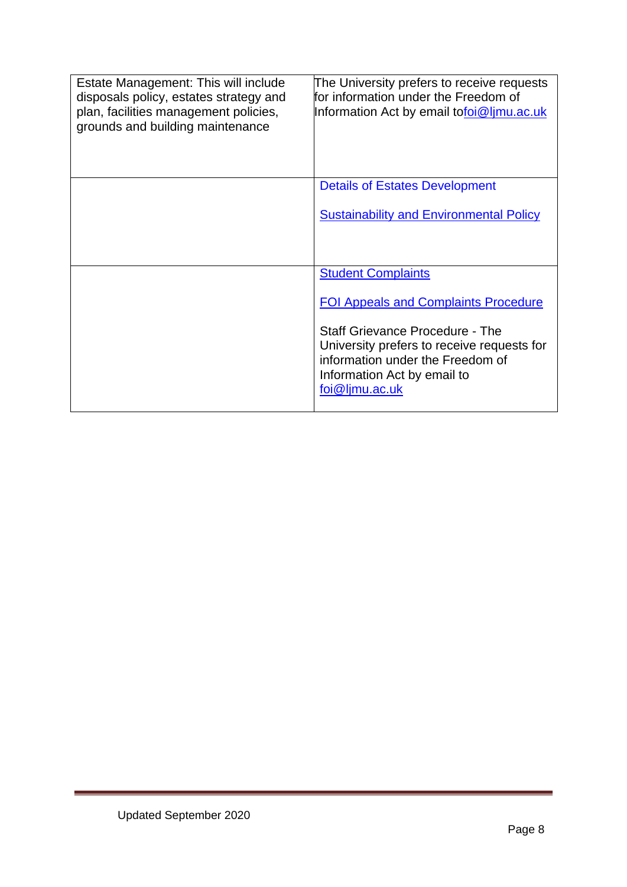| | |
|---|---|
| Estate Management: This will include disposals policy, estates strategy and plan, facilities management policies, grounds and building maintenance | The University prefers to receive requests for information under the Freedom of Information Act by email tofoi@ljmu.ac.uk |
| | Details of Estates Development<br><br>Sustainability and Environmental Policy |
| | Student Complaints<br><br>FOI Appeals and Complaints Procedure<br><br>Staff Grievance Procedure - The University prefers to receive requests for information under the Freedom of Information Act by email to foi@ljmu.ac.uk |

Updated September 2020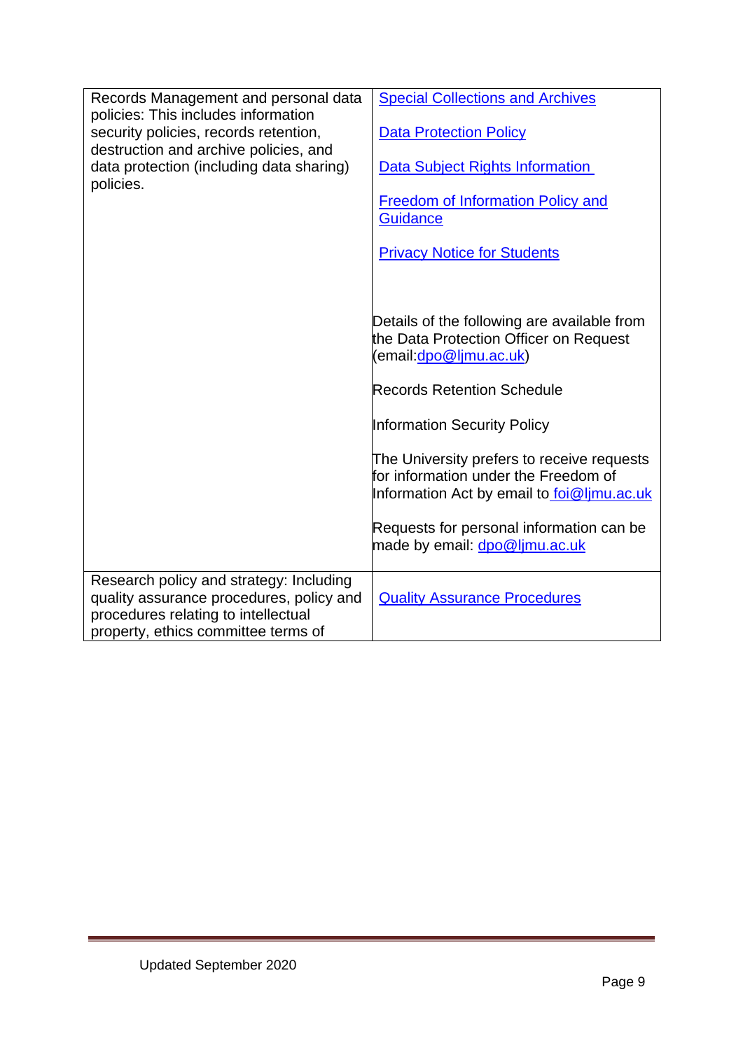| | |
|---|---|
| Records Management and personal data policies: This includes information security policies, records retention, destruction and archive policies, and data protection (including data sharing) policies. | Special Collections and Archives<br><br>Data Protection Policy<br><br>Data Subject Rights Information<br><br>Freedom of Information Policy and Guidance<br><br>Privacy Notice for Students<br><br><br>Details of the following are available from the Data Protection Officer on Request (email:dpo@ljmu.ac.uk)<br><br>Records Retention Schedule<br><br>Information Security Policy<br><br>The University prefers to receive requests for information under the Freedom of Information Act by email to foi@ljmu.ac.uk<br><br>Requests for personal information can be made by email: dpo@ljmu.ac.uk |
| Research policy and strategy: Including quality assurance procedures, policy and procedures relating to intellectual property, ethics committee terms of | Quality Assurance Procedures |

Updated September 2020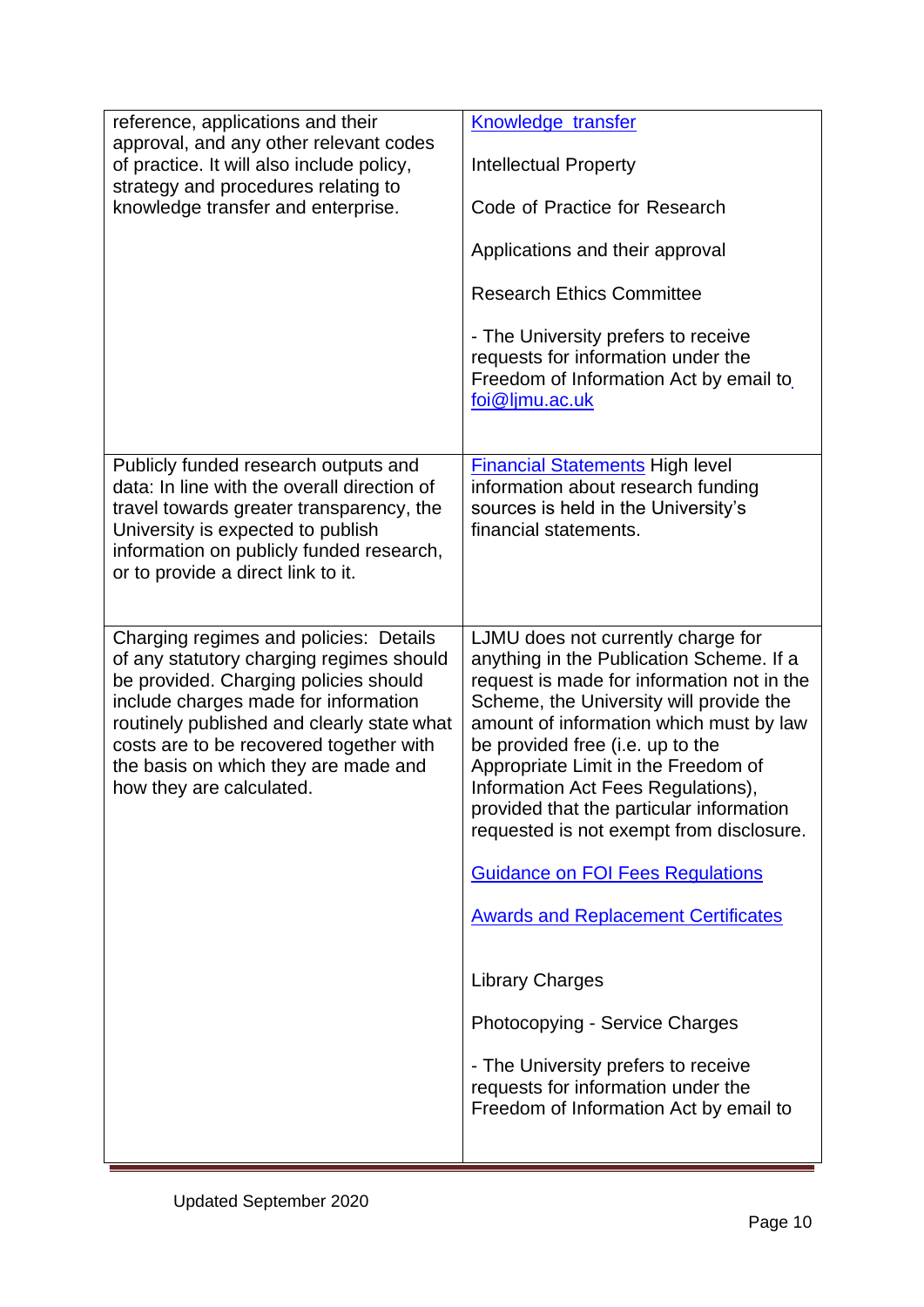| | |
|---|---|
| reference, applications and their approval, and any other relevant codes of practice. It will also include policy, strategy and procedures relating to knowledge transfer and enterprise. | Knowledge transfer<br><br>Intellectual Property<br><br>Code of Practice for Research<br><br>Applications and their approval<br><br>Research Ethics Committee<br><br>- The University prefers to receive requests for information under the Freedom of Information Act by email to foi@ljmu.ac.uk |
| Publicly funded research outputs and data: In line with the overall direction of travel towards greater transparency, the University is expected to publish information on publicly funded research, or to provide a direct link to it. | Financial Statements High level information about research funding sources is held in the University's financial statements. |
| Charging regimes and policies: Details of any statutory charging regimes should be provided. Charging policies should include charges made for information routinely published and clearly state what costs are to be recovered together with the basis on which they are made and how they are calculated. | LJMU does not currently charge for anything in the Publication Scheme. If a request is made for information not in the Scheme, the University will provide the amount of information which must by law be provided free (i.e. up to the Appropriate Limit in the Freedom of Information Act Fees Regulations), provided that the particular information requested is not exempt from disclosure.<br><br>Guidance on FOI Fees Regulations<br><br>Awards and Replacement Certificates<br><br>Library Charges<br><br>Photocopying - Service Charges<br><br>- The University prefers to receive requests for information under the Freedom of Information Act by email to |

Updated September 2020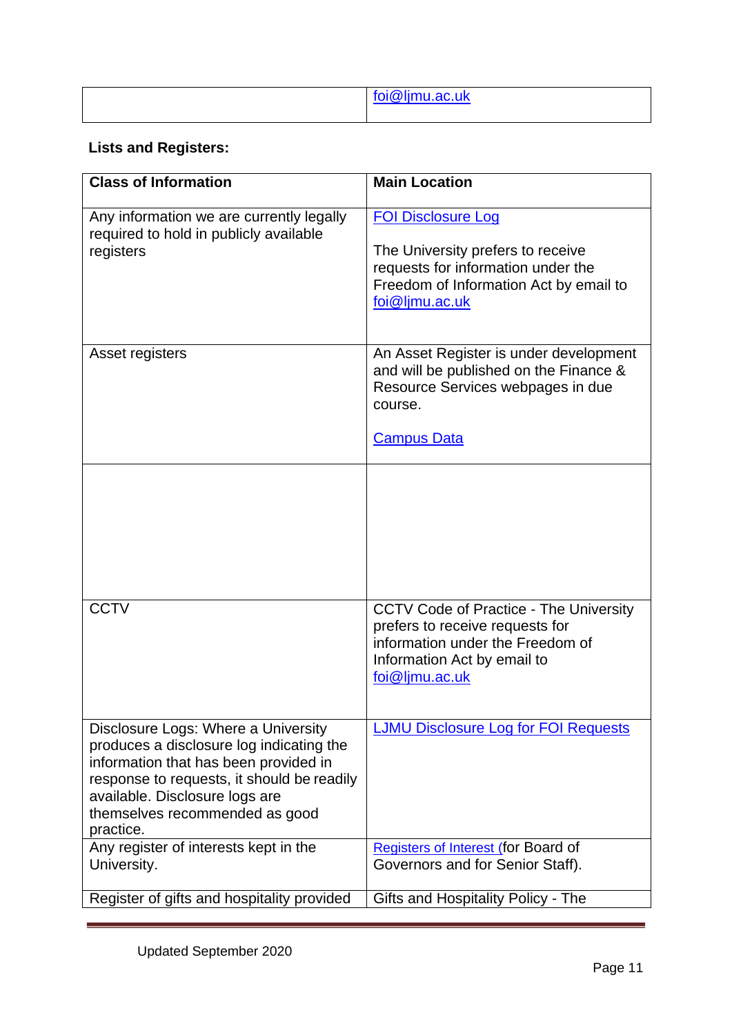| | |
|---|---|
| | foi@ljmu.ac.uk |

**Lists and Registers:**

| Class of Information | Main Location |
|---|---|
| Any information we are currently legally required to hold in publicly available registers | FOI Disclosure Log<br><br>The University prefers to receive requests for information under the Freedom of Information Act by email to foi@ljmu.ac.uk |
| Asset registers | An Asset Register is under development and will be published on the Finance & Resource Services webpages in due course.<br><br>Campus Data |
| | |
| CCTV | CCTV Code of Practice - The University prefers to receive requests for information under the Freedom of Information Act by email to foi@ljmu.ac.uk |
| Disclosure Logs: Where a University produces a disclosure log indicating the information that has been provided in response to requests, it should be readily available. Disclosure logs are themselves recommended as good practice. | LJMU Disclosure Log for FOI Requests |
| Any register of interests kept in the University. | Registers of Interest (for Board of Governors and for Senior Staff). |
| Register of gifts and hospitality provided | Gifts and Hospitality Policy - The |

Updated September 2020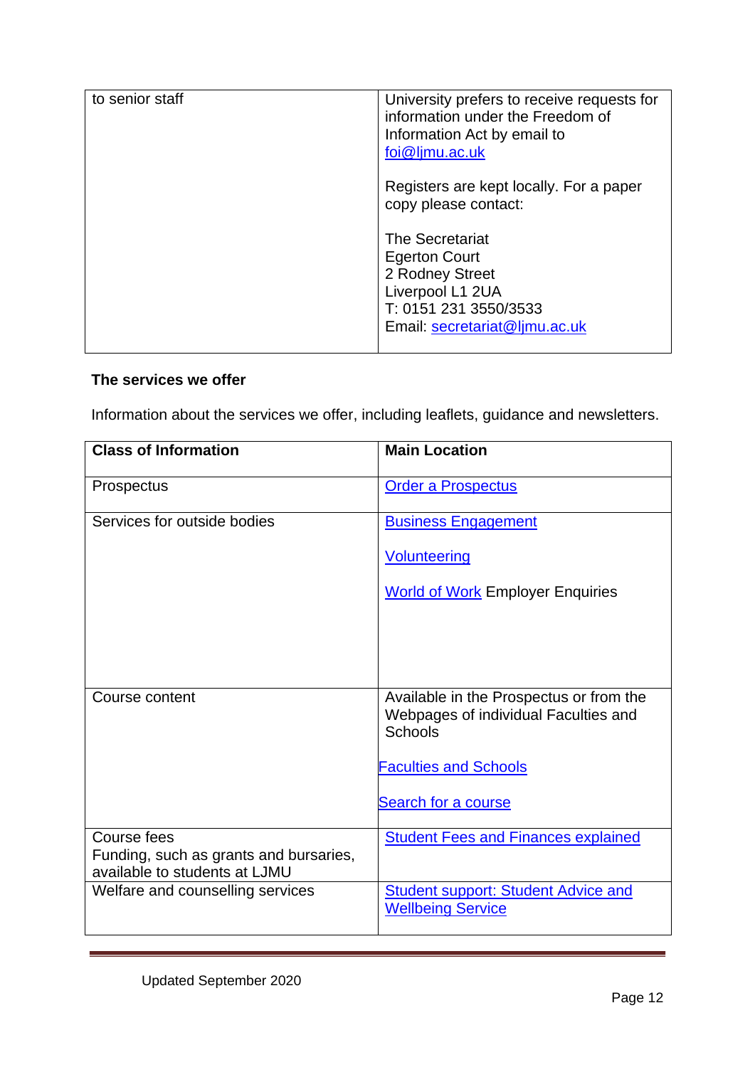| | |
|---|---|
| to senior staff | University prefers to receive requests for information under the Freedom of Information Act by email to foi@ljmu.ac.uk<br><br>Registers are kept locally. For a paper copy please contact:<br><br>The Secretariat<br>Egerton Court<br>2 Rodney Street<br>Liverpool L1 2UA<br>T: 0151 231 3550/3533<br>Email: secretariat@ljmu.ac.uk |

**The services we offer**

Information about the services we offer, including leaflets, guidance and newsletters.

| Class of Information | Main Location |
|---|---|
| Prospectus | Order a Prospectus |
| Services for outside bodies | Business Engagement<br><br>Volunteering<br><br>World of Work Employer Enquiries |
| Course content | Available in the Prospectus or from the Webpages of individual Faculties and Schools<br><br>Faculties and Schools<br><br>Search for a course |
| Course fees<br>Funding, such as grants and bursaries, available to students at LJMU | Student Fees and Finances explained |
| Welfare and counselling services | Student support: Student Advice and Wellbeing Service |

Updated September 2020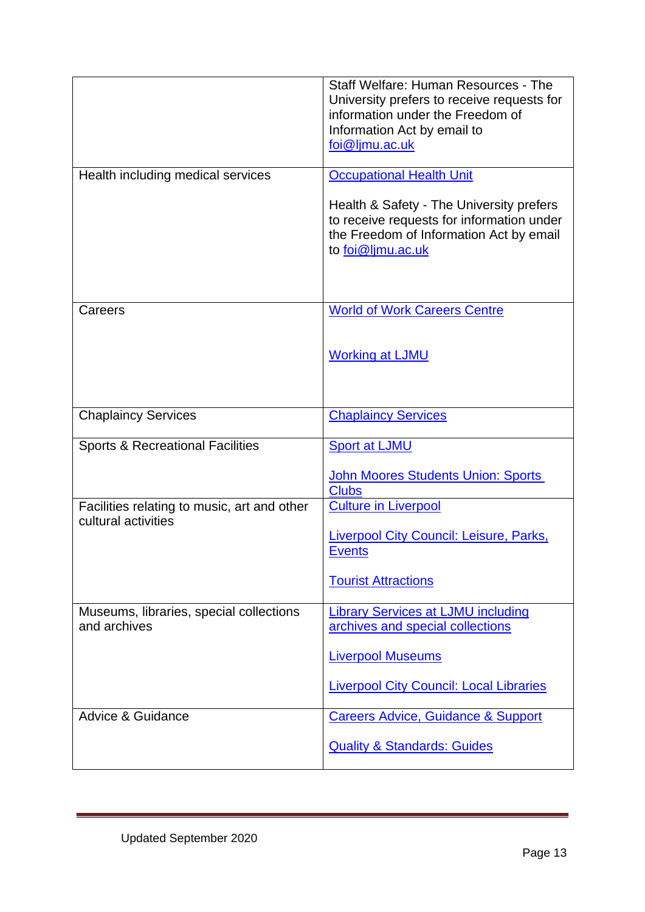| | |
|---|---|
| | Staff Welfare: Human Resources - The University prefers to receive requests for information under the Freedom of Information Act by email to foi@ljmu.ac.uk |
| Health including medical services | Occupational Health Unit<br><br>Health & Safety - The University prefers to receive requests for information under the Freedom of Information Act by email to foi@ljmu.ac.uk |
| Careers | World of Work Careers Centre<br><br>Working at LJMU |
| Chaplaincy Services | Chaplaincy Services |
| Sports & Recreational Facilities | Sport at LJMU<br><br>John Moores Students Union: Sports Clubs |
| Facilities relating to music, art and other cultural activities | Culture in Liverpool<br><br>Liverpool City Council: Leisure, Parks, Events<br><br>Tourist Attractions |
| Museums, libraries, special collections and archives | Library Services at LJMU including archives and special collections<br><br>Liverpool Museums<br><br>Liverpool City Council: Local Libraries |
| Advice & Guidance | Careers Advice, Guidance & Support<br><br>Quality & Standards: Guides |

Updated September 2020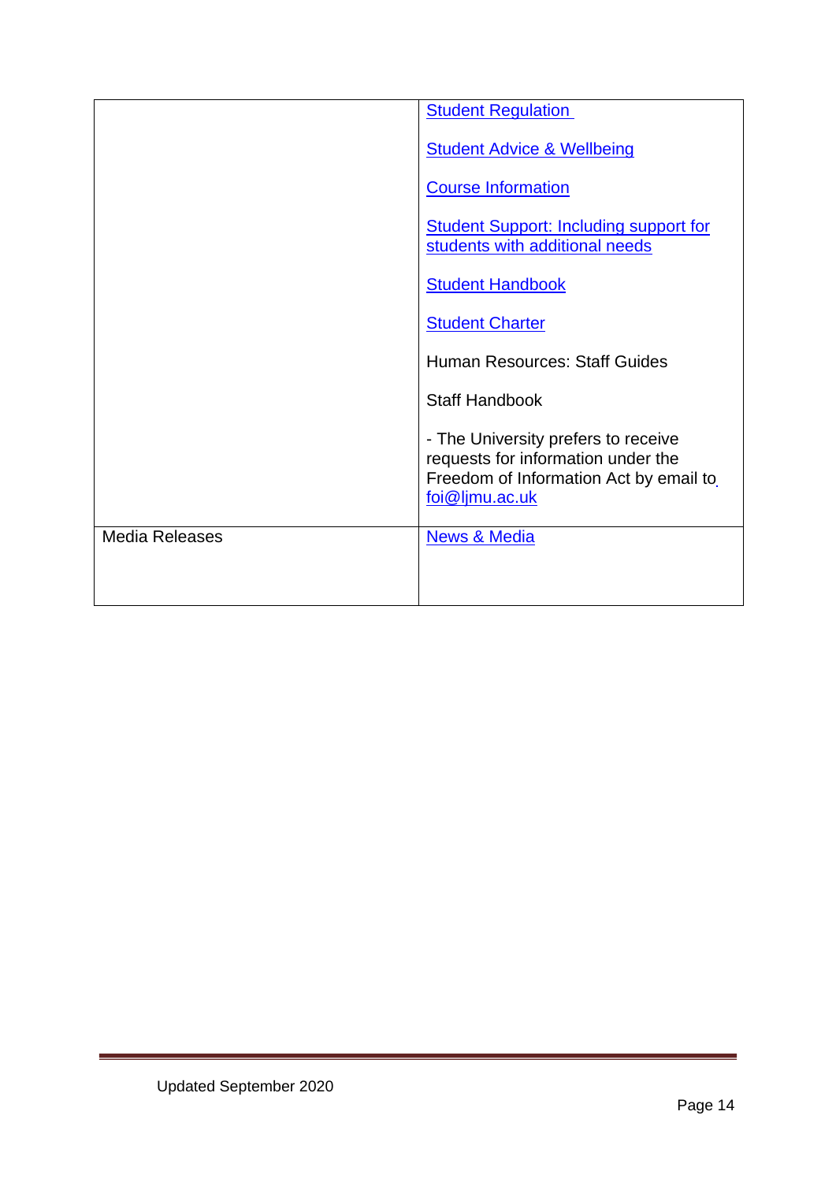| | |
|---|---|
| | Student Regulation<br><br>Student Advice & Wellbeing<br><br>Course Information<br><br>Student Support: Including support for students with additional needs<br><br>Student Handbook<br><br>Student Charter<br><br>Human Resources: Staff Guides<br><br>Staff Handbook<br><br>- The University prefers to receive requests for information under the Freedom of Information Act by email to foi@ljmu.ac.uk |
| Media Releases | News & Media |

Updated September 2020